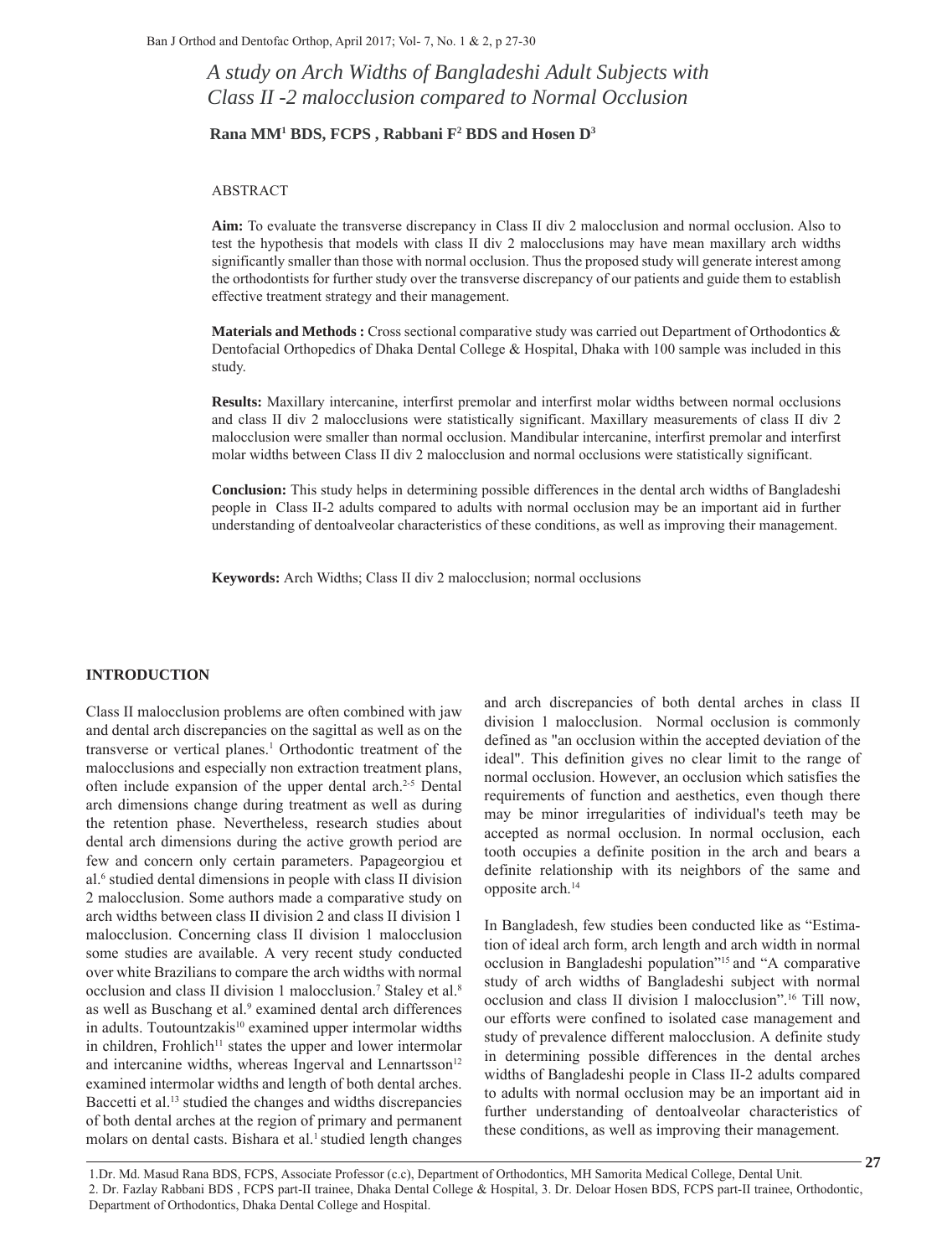# A study on Arch Widths of Bangladeshi Adult Subjects with Class II -2 malocclusion compared to Normal Occlusion

**Rana MM[1] BDS, FCPS , Rabbani F[2] BDS and Hosen D[3]**

## ABSTRACT

**Aim:** To evaluate the transverse discrepancy in Class II div 2 malocclusion and normal occlusion. Also to test the hypothesis that models with class II div 2 malocclusions may have mean maxillary arch widths significantly smaller than those with normal occlusion. Thus the proposed study will generate interest among the orthodontists for further study over the transverse discrepancy of our patients and guide them to establish effective treatment strategy and their management.

**Materials and Methods :** Cross sectional comparative study was carried out Department of Orthodontics & Dentofacial Orthopedics of Dhaka Dental College & Hospital, Dhaka with 100 sample was included in this study.

**Results:** Maxillary intercanine, interfirst premolar and interfirst molar widths between normal occlusions and class II div 2 malocclusions were statistically significant. Maxillary measurements of class II div 2 malocclusion were smaller than normal occlusion. Mandibular intercanine, interfirst premolar and interfirst molar widths between Class II div 2 malocclusion and normal occlusions were statistically significant.

**Conclusion:** This study helps in determining possible differences in the dental arch widths of Bangladeshi people in Class II-2 adults compared to adults with normal occlusion may be an important aid in further understanding of dentoalveolar characteristics of these conditions, as well as improving their management.

**Keywords:** Arch Widths; Class II div 2 malocclusion; normal occlusions

## INTRODUCTION

Class II malocclusion problems are often combined with jaw and dental arch discrepancies on the sagittal as well as on the transverse or vertical planes.[1] Orthodontic treatment of the malocclusions and especially non extraction treatment plans, often include expansion of the upper dental arch.[2-5] Dental arch dimensions change during treatment as well as during the retention phase. Nevertheless, research studies about dental arch dimensions during the active growth period are few and concern only certain parameters. Papageorgiou et al.[6] studied dental dimensions in people with class II division 2 malocclusion. Some authors made a comparative study on arch widths between class II division 2 and class II division 1 malocclusion. Concerning class II division 1 malocclusion some studies are available. A very recent study conducted over white Brazilians to compare the arch widths with normal occlusion and class II division 1 malocclusion.[7] Staley et al.[8] as well as Buschang et al.[9] examined dental arch differences in adults. Toutountzakis[10] examined upper intermolar widths in children, Frohlich[11] states the upper and lower intermolar and intercanine widths, whereas Ingerval and Lennartsson[12] examined intermolar widths and length of both dental arches. Baccetti et al.[13] studied the changes and widths discrepancies of both dental arches at the region of primary and permanent molars on dental casts. Bishara et al.[1] studied length changes and arch discrepancies of both dental arches in class II division 1 malocclusion. Normal occlusion is commonly defined as "an occlusion within the accepted deviation of the ideal". This definition gives no clear limit to the range of normal occlusion. However, an occlusion which satisfies the requirements of function and aesthetics, even though there may be minor irregularities of individual's teeth may be accepted as normal occlusion. In normal occlusion, each tooth occupies a definite position in the arch and bears a definite relationship with its neighbors of the same and opposite arch.[14]

In Bangladesh, few studies been conducted like as "Estimation of ideal arch form, arch length and arch width in normal occlusion in Bangladeshi population"[15] and "A comparative study of arch widths of Bangladeshi subject with normal occlusion and class II division I malocclusion".[16] Till now, our efforts were confined to isolated case management and study of prevalence different malocclusion. A definite study in determining possible differences in the dental arches widths of Bangladeshi people in Class II-2 adults compared to adults with normal occlusion may be an important aid in further understanding of dentoalveolar characteristics of these conditions, as well as improving their management.

1.Dr. Md. Masud Rana BDS, FCPS, Associate Professor (c.c), Department of Orthodontics, MH Samorita Medical College, Dental Unit.
2. Dr. Fazlay Rabbani BDS , FCPS part-II trainee, Dhaka Dental College & Hospital, 3. Dr. Deloar Hosen BDS, FCPS part-II trainee, Orthodontic, Department of Orthodontics, Dhaka Dental College and Hospital.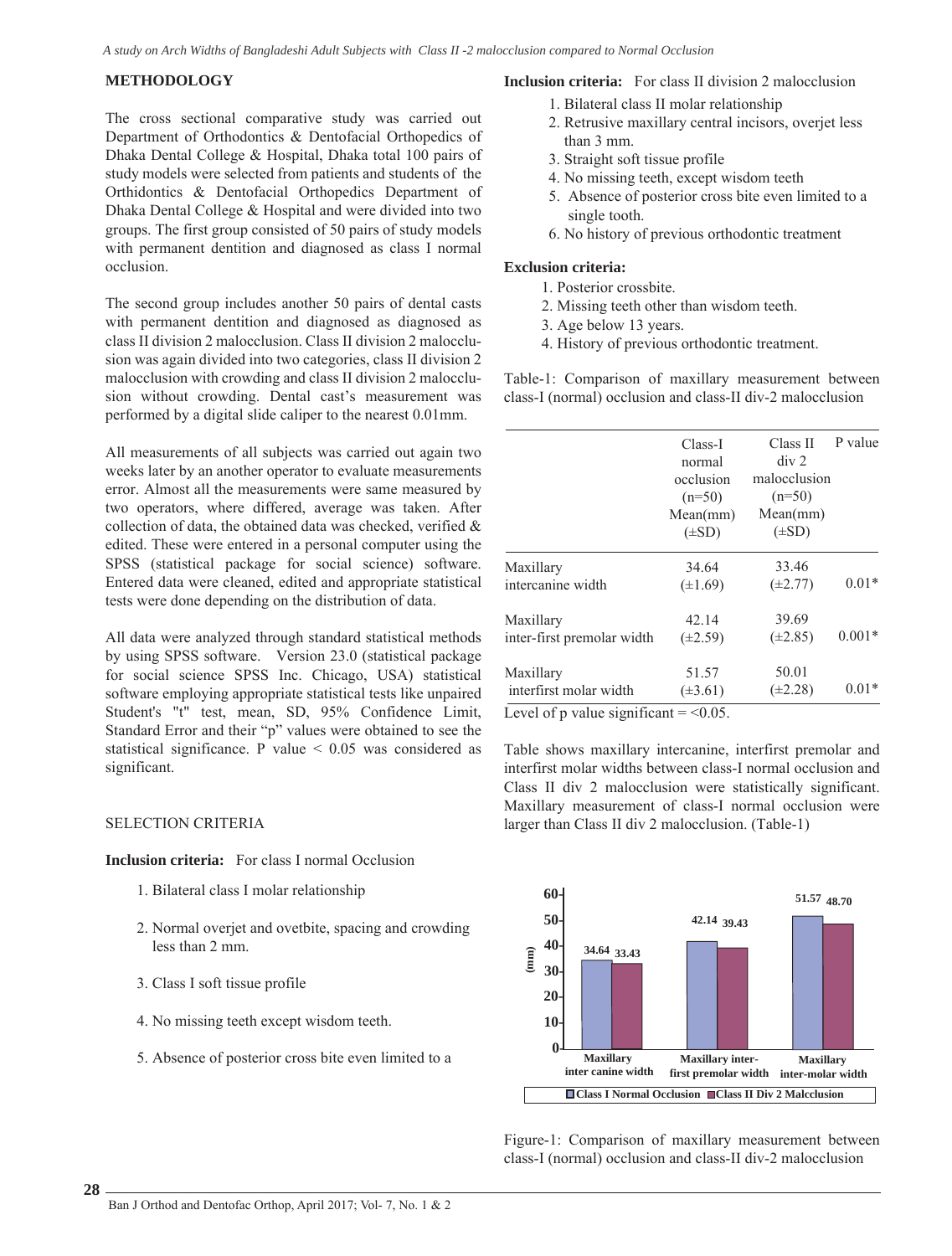## METHODOLOGY

The cross sectional comparative study was carried out Department of Orthodontics & Dentofacial Orthopedics of Dhaka Dental College & Hospital, Dhaka total 100 pairs of study models were selected from patients and students of the Orthidontics & Dentofacial Orthopedics Department of Dhaka Dental College & Hospital and were divided into two groups. The first group consisted of 50 pairs of study models with permanent dentition and diagnosed as class I normal occlusion.

The second group includes another 50 pairs of dental casts with permanent dentition and diagnosed as diagnosed as class II division 2 malocclusion. Class II division 2 malocclusion was again divided into two categories, class II division 2 malocclusion with crowding and class II division 2 malocclusion without crowding. Dental cast's measurement was performed by a digital slide caliper to the nearest 0.01mm.

All measurements of all subjects was carried out again two weeks later by an another operator to evaluate measurements error. Almost all the measurements were same measured by two operators, where differed, average was taken. After collection of data, the obtained data was checked, verified & edited. These were entered in a personal computer using the SPSS (statistical package for social science) software. Entered data were cleaned, edited and appropriate statistical tests were done depending on the distribution of data.

All data were analyzed through standard statistical methods by using SPSS software. Version 23.0 (statistical package for social science SPSS Inc. Chicago, USA) statistical software employing appropriate statistical tests like unpaired Student's "t" test, mean, SD, 95% Confidence Limit, Standard Error and their "p" values were obtained to see the statistical significance. P value < 0.05 was considered as significant.

SELECTION CRITERIA

**Inclusion criteria:** For class I normal Occlusion

1. Bilateral class I molar relationship
2. Normal overjet and ovetbite, spacing and crowding less than 2 mm.
3. Class I soft tissue profile
4. No missing teeth except wisdom teeth.
5. Absence of posterior cross bite even limited to a

**Inclusion criteria:** For class II division 2 malocclusion

1. Bilateral class II molar relationship
2. Retrusive maxillary central incisors, overjet less than 3 mm.
3. Straight soft tissue profile
4. No missing teeth, except wisdom teeth
5. Absence of posterior cross bite even limited to a single tooth.
6. No history of previous orthodontic treatment

**Exclusion criteria:**

1. Posterior crossbite.
2. Missing teeth other than wisdom teeth.
3. Age below 13 years.
4. History of previous orthodontic treatment.

Table-1: Comparison of maxillary measurement between class-I (normal) occlusion and class-II div-2 malocclusion

| | Class-I normal occlusion (n=50) Mean(mm) (±SD) | Class II div 2 malocclusion (n=50) Mean(mm) (±SD) | P value |
|---|---|---|---|
| Maxillary intercanine width | 34.64 (±1.69) | 33.46 (±2.77) | 0.01* |
| Maxillary inter-first premolar width | 42.14 (±2.59) | 39.69 (±2.85) | 0.001* |
| Maxillary interfirst molar width | 51.57 (±3.61) | 50.01 (±2.28) | 0.01* |

Level of p value significant = <0.05.

Table shows maxillary intercanine, interfirst premolar and interfirst molar widths between class-I normal occlusion and Class II div 2 malocclusion were statistically significant. Maxillary measurement of class-I normal occlusion were larger than Class II div 2 malocclusion. (Table-1)

| (mm) | Class I Normal Occlusion | Class II Div 2 Malclusion |
|---|---|---|
| Maxillary inter canine width | 34.64 | 33.43 |
| Maxillary inter-first premolar width | 42.14 | 39.43 |
| Maxillary inter-molar width | 51.57 | 48.70 |

Figure-1: Comparison of maxillary measurement between class-I (normal) occlusion and class-II div-2 malocclusion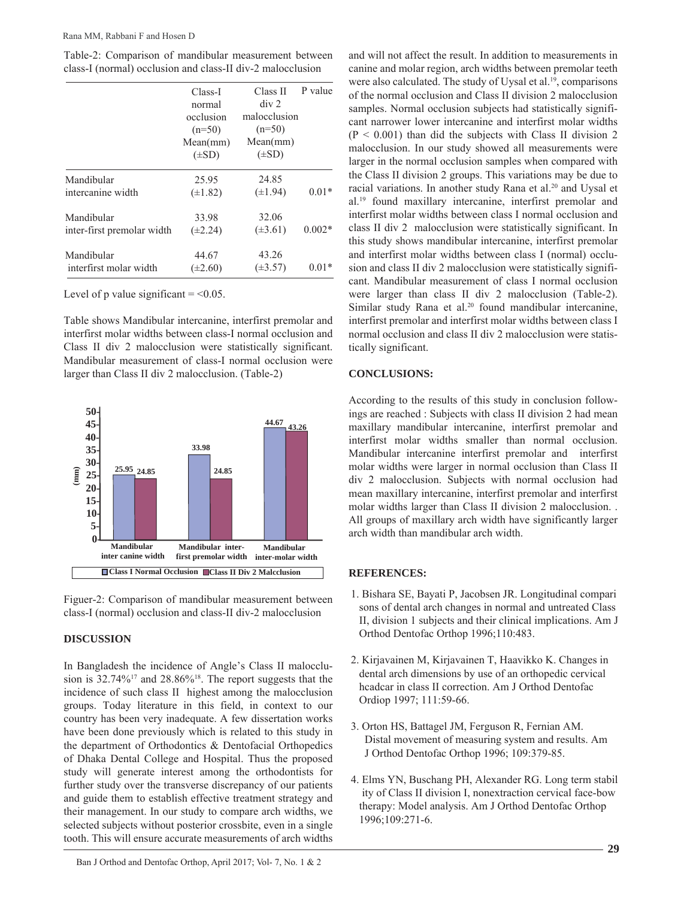Table-2: Comparison of mandibular measurement between class-I (normal) occlusion and class-II div-2 malocclusion

| | Class-I normal occlusion (n=50) Mean(mm) (±SD) | Class II div 2 malocclusion (n=50) Mean(mm) (±SD) | P value |
|---|---|---|---|
| Mandibular intercanine width | 25.95 (±1.82) | 24.85 (±1.94) | 0.01* |
| Mandibular inter-first premolar width | 33.98 (±2.24) | 32.06 (±3.61) | 0.002* |
| Mandibular interfirst molar width | 44.67 (±2.60) | 43.26 (±3.57) | 0.01* |

Level of p value significant = <0.05.

Table shows Mandibular intercanine, interfirst premolar and interfirst molar widths between class-I normal occlusion and Class II div 2 malocclusion were statistically significant. Mandibular measurement of class-I normal occlusion were larger than Class II div 2 malocclusion. (Table-2)

Figuer-2: Comparison of mandibular measurement between class-I (normal) occlusion and class-II div-2 malocclusion

## DISCUSSION

In Bangladesh the incidence of Angle's Class II malocclusion is 32.74%[17] and 28.86%[18]. The report suggests that the incidence of such class II highest among the malocclusion groups. Today literature in this field, in context to our country has been very inadequate. A few dissertation works have been done previously which is related to this study in the department of Orthodontics & Dentofacial Orthopedics of Dhaka Dental College and Hospital. Thus the proposed study will generate interest among the orthodontists for further study over the transverse discrepancy of our patients and guide them to establish effective treatment strategy and their management. In our study to compare arch widths, we selected subjects without posterior crossbite, even in a single tooth. This will ensure accurate measurements of arch widths and will not affect the result. In addition to measurements in canine and molar region, arch widths between premolar teeth were also calculated. The study of Uysal et al.[19], comparisons of the normal occlusion and Class II division 2 malocclusion samples. Normal occlusion subjects had statistically significant narrower lower intercanine and interfirst molar widths ($P < 0.001$) than did the subjects with Class II division 2 malocclusion. In our study showed all measurements were larger in the normal occlusion samples when compared with the Class II division 2 groups. This variations may be due to racial variations. In another study Rana et al.[20] and Uysal et al.[19] found maxillary intercanine, interfirst premolar and interfirst molar widths between class I normal occlusion and class II div 2 malocclusion were statistically significant. In this study shows mandibular intercanine, interfirst premolar and interfirst molar widths between class I (normal) occlusion and class II div 2 malocclusion were statistically significant. Mandibular measurement of class I normal occlusion were larger than class II div 2 malocclusion (Table-2). Similar study Rana et al.[20] found mandibular intercanine, interfirst premolar and interfirst molar widths between class I normal occlusion and class II div 2 malocclusion were statistically significant.

## CONCLUSIONS:

According to the results of this study in conclusion followings are reached : Subjects with class II division 2 had mean maxillary mandibular intercanine, interfirst premolar and interfirst molar widths smaller than normal occlusion. Mandibular intercanine interfirst premolar and interfirst molar widths were larger in normal occlusion than Class II div 2 malocclusion. Subjects with normal occlusion had mean maxillary intercanine, interfirst premolar and interfirst molar widths larger than Class II division 2 malocclusion. . All groups of maxillary arch width have significantly larger arch width than mandibular arch width.

## REFERENCES:

1. Bishara SE, Bayati P, Jacobsen JR. Longitudinal compari sons of dental arch changes in normal and untreated Class II, division 1 subjects and their clinical implications. Am J Orthod Dentofac Orthop 1996;110:483.
2. Kirjavainen M, Kirjavainen T, Haavikko K. Changes in dental arch dimensions by use of an orthopedic cervical hcadcar in class II correction. Am J Orthod Dentofac Ordiop 1997; 111:59-66.
3. Orton HS, Battagel JM, Ferguson R, Fernian AM. Distal movement of measuring system and results. Am J Orthod Dentofac Orthop 1996; 109:379-85.
4. Elms YN, Buschang PH, Alexander RG. Long term stabil ity of Class II division I, nonextraction cervical face-bow therapy: Model analysis. Am J Orthod Dentofac Orthop 1996;109:271-6.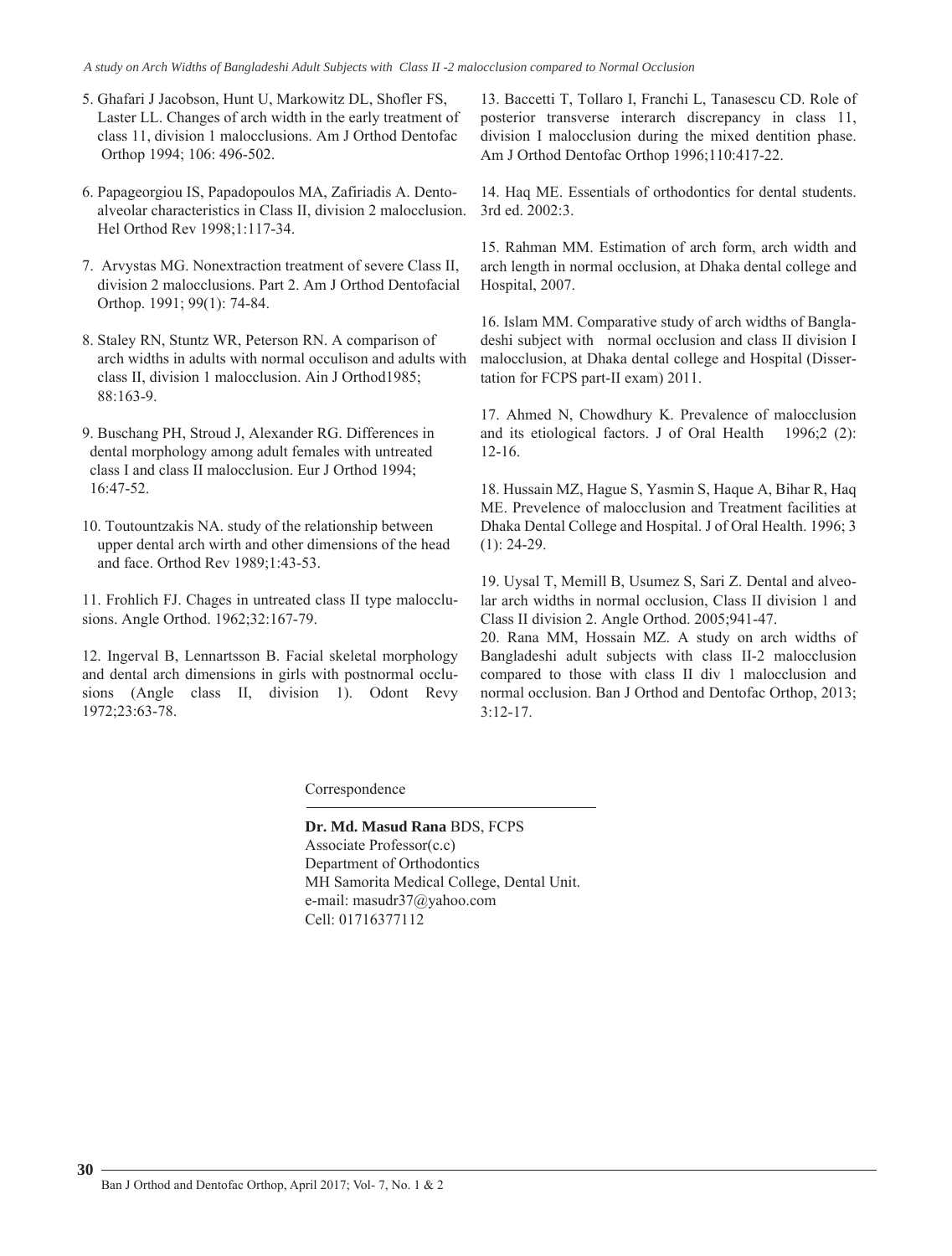5. Ghafari J Jacobson, Hunt U, Markowitz DL, Shofler FS, Laster LL. Changes of arch width in the early treatment of class 11, division 1 malocclusions. Am J Orthod Dentofac Orthop 1994; 106: 496-502.

6. Papageorgiou IS, Papadopoulos MA, Zafiriadis A. Dento-alveolar characteristics in Class II, division 2 malocclusion. Hel Orthod Rev 1998;1:117-34.

7. Arvystas MG. Nonextraction treatment of severe Class II, division 2 malocclusions. Part 2. Am J Orthod Dentofacial Orthop. 1991; 99(1): 74-84.

8. Staley RN, Stuntz WR, Peterson RN. A comparison of arch widths in adults with normal occulison and adults with class II, division 1 malocclusion. Ain J Orthod1985; 88:163-9.

9. Buschang PH, Stroud J, Alexander RG. Differences in dental morphology among adult females with untreated class I and class II malocclusion. Eur J Orthod 1994; 16:47-52.

10. Toutountzakis NA. study of the relationship between upper dental arch wirth and other dimensions of the head and face. Orthod Rev 1989;1:43-53.

11. Frohlich FJ. Chages in untreated class II type malocclusions. Angle Orthod. 1962;32:167-79.

12. Ingerval B, Lennartsson B. Facial skeletal morphology and dental arch dimensions in girls with postnormal occlusions (Angle class II, division 1). Odont Revy 1972;23:63-78.

13. Baccetti T, Tollaro I, Franchi L, Tanasescu CD. Role of posterior transverse interarch discrepancy in class 11, division I malocclusion during the mixed dentition phase. Am J Orthod Dentofac Orthop 1996;110:417-22.

14. Haq ME. Essentials of orthodontics for dental students. 3rd ed. 2002:3.

15. Rahman MM. Estimation of arch form, arch width and arch length in normal occlusion, at Dhaka dental college and Hospital, 2007.

16. Islam MM. Comparative study of arch widths of Bangladeshi subject with normal occlusion and class II division I malocclusion, at Dhaka dental college and Hospital (Dissertation for FCPS part-II exam) 2011.

17. Ahmed N, Chowdhury K. Prevalence of malocclusion and its etiological factors. J of Oral Health 1996;2 (2): 12-16.

18. Hussain MZ, Hague S, Yasmin S, Haque A, Bihar R, Haq ME. Prevelence of malocclusion and Treatment facilities at Dhaka Dental College and Hospital. J of Oral Health. 1996; 3 (1): 24-29.

19. Uysal T, Memill B, Usumez S, Sari Z. Dental and alveolar arch widths in normal occlusion, Class II division 1 and Class II division 2. Angle Orthod. 2005;941-47.

20. Rana MM, Hossain MZ. A study on arch widths of Bangladeshi adult subjects with class II-2 malocclusion compared to those with class II div 1 malocclusion and normal occlusion. Ban J Orthod and Dentofac Orthop, 2013; 3:12-17.

Correspondence

**Dr. Md. Masud Rana** BDS, FCPS
Associate Professor(c.c)
Department of Orthodontics
MH Samorita Medical College, Dental Unit.
e-mail: masudr37@yahoo.com
Cell: 01716377112